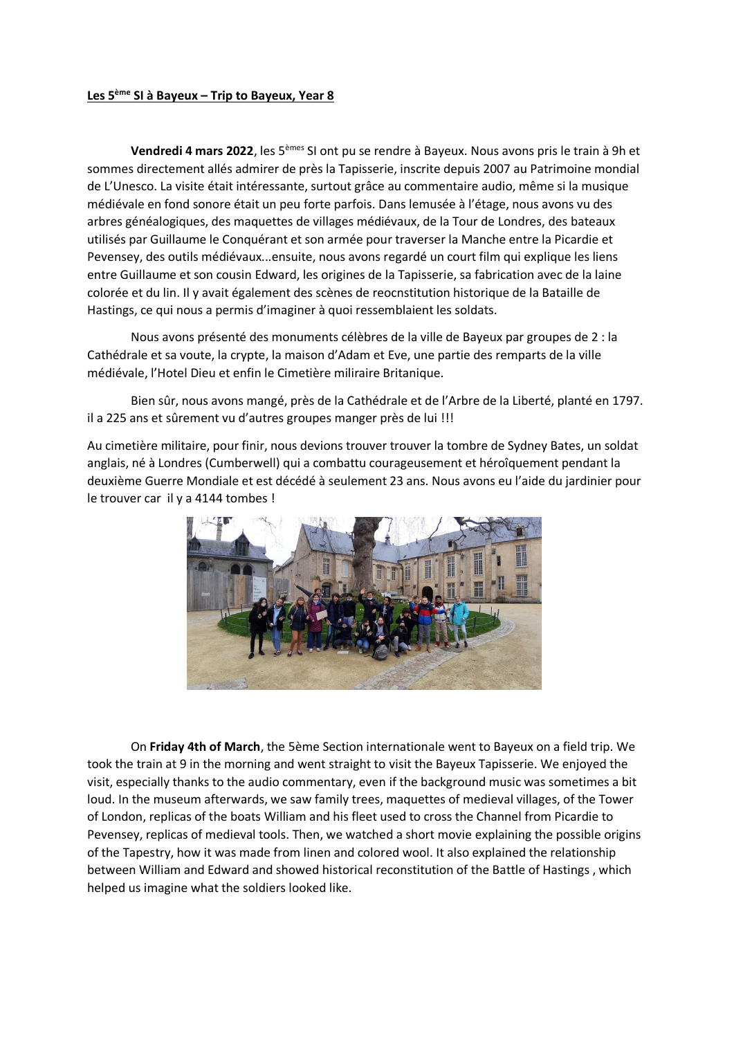**Les 5[ème] SI à Bayeux – Trip to Bayeux, Year 8**

**Vendredi 4 mars 2022**, les 5[èmes] SI ont pu se rendre à Bayeux. Nous avons pris le train à 9h et sommes directement allés admirer de près la Tapisserie, inscrite depuis 2007 au Patrimoine mondial de L'Unesco. La visite était intéressante, surtout grâce au commentaire audio, même si la musique médiévale en fond sonore était un peu forte parfois. Dans lemusée à l'étage, nous avons vu des arbres généalogiques, des maquettes de villages médiévaux, de la Tour de Londres, des bateaux utilisés par Guillaume le Conquérant et son armée pour traverser la Manche entre la Picardie et Pevensey, des outils médiévaux...ensuite, nous avons regardé un court film qui explique les liens entre Guillaume et son cousin Edward, les origines de la Tapisserie, sa fabrication avec de la laine colorée et du lin. Il y avait également des scènes de reocnstitution historique de la Bataille de Hastings, ce qui nous a permis d'imaginer à quoi ressemblaient les soldats.

Nous avons présenté des monuments célèbres de la ville de Bayeux par groupes de 2 : la Cathédrale et sa voute, la crypte, la maison d'Adam et Eve, une partie des remparts de la ville médiévale, l'Hotel Dieu et enfin le Cimetière miliraire Britanique.

Bien sûr, nous avons mangé, près de la Cathédrale et de l'Arbre de la Liberté, planté en 1797. il a 225 ans et sûrement vu d'autres groupes manger près de lui !!!

Au cimetière militaire, pour finir, nous devions trouver trouver la tombre de Sydney Bates, un soldat anglais, né à Londres (Cumberwell) qui a combattu courageusement et héroïquement pendant la deuxième Guerre Mondiale et est décédé à seulement 23 ans. Nous avons eu l'aide du jardinier pour le trouver car il y a 4144 tombes !

On **Friday 4th of March**, the 5ème Section internationale went to Bayeux on a field trip. We took the train at 9 in the morning and went straight to visit the Bayeux Tapisserie. We enjoyed the visit, especially thanks to the audio commentary, even if the background music was sometimes a bit loud. In the museum afterwards, we saw family trees, maquettes of medieval villages, of the Tower of London, replicas of the boats William and his fleet used to cross the Channel from Picardie to Pevensey, replicas of medieval tools. Then, we watched a short movie explaining the possible origins of the Tapestry, how it was made from linen and colored wool. It also explained the relationship between William and Edward and showed historical reconstitution of the Battle of Hastings , which helped us imagine what the soldiers looked like.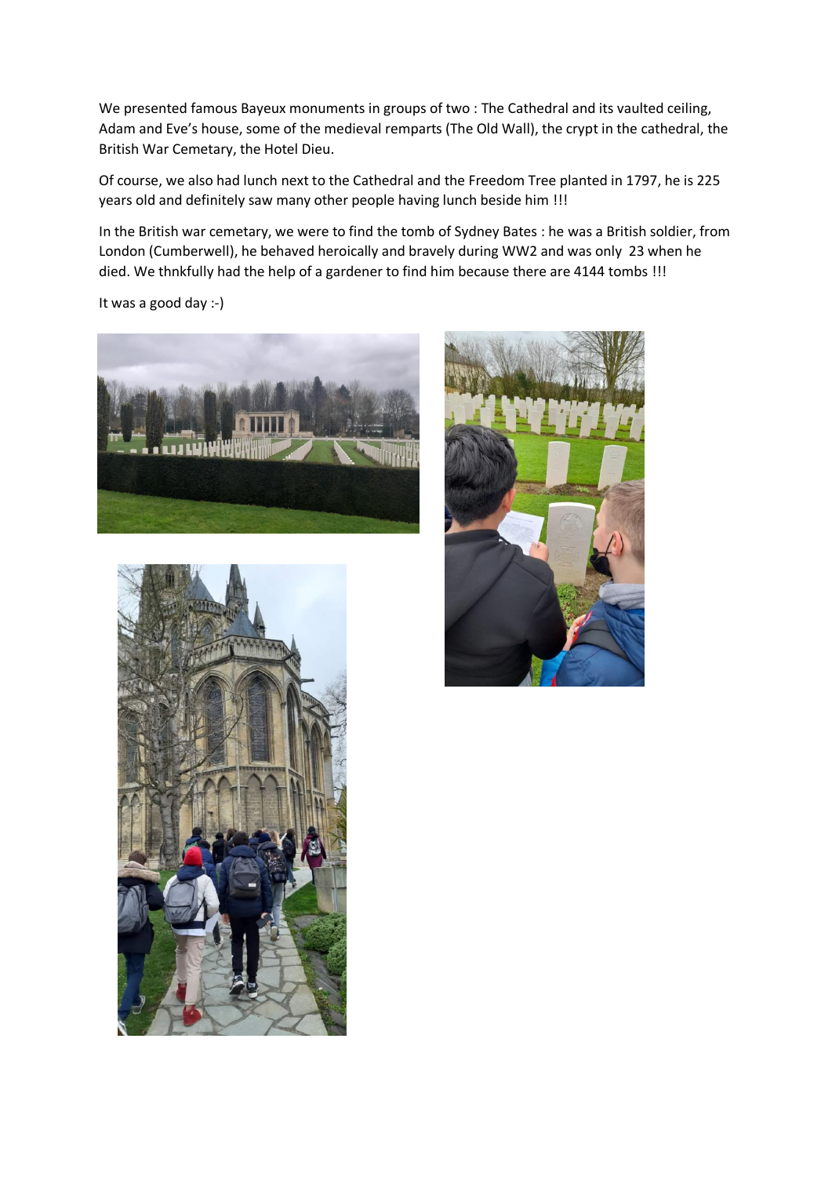We presented famous Bayeux monuments in groups of two : The Cathedral and its vaulted ceiling, Adam and Eve's house, some of the medieval remparts (The Old Wall), the crypt in the cathedral, the British War Cemetary, the Hotel Dieu.

Of course, we also had lunch next to the Cathedral and the Freedom Tree planted in 1797, he is 225 years old and definitely saw many other people having lunch beside him !!!

In the British war cemetary, we were to find the tomb of Sydney Bates : he was a British soldier, from London (Cumberwell), he behaved heroically and bravely during WW2 and was only 23 when he died. We thnkfully had the help of a gardener to find him because there are 4144 tombs !!!

It was a good day :-)